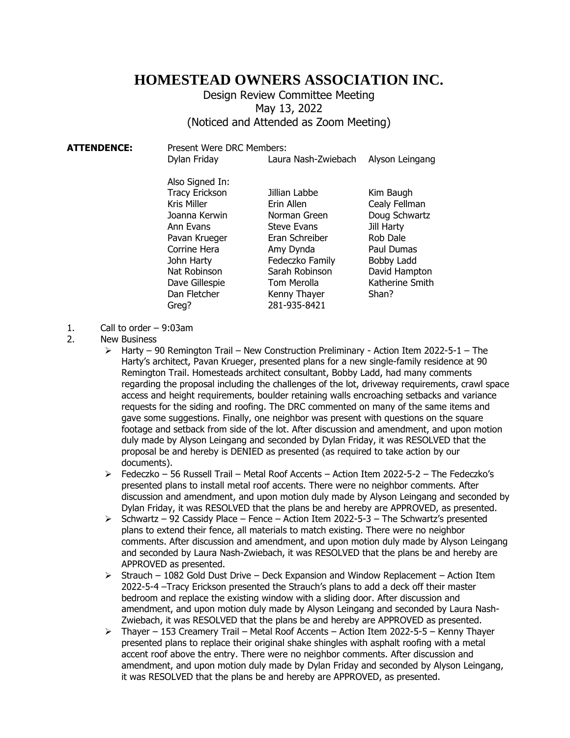# HOMESTEAD OWNERS ASSOCIATION INC.

Design Review Committee Meeting
May 13, 2022
(Noticed and Attended as Zoom Meeting)

**ATTENDENCE:** Present Were DRC Members:

| | | |
|---|---|---|
| Dylan Friday | Laura Nash-Zwiebach | Alyson Leingang |

Also Signed In:

| | | |
|---|---|---|
| Tracy Erickson | Jillian Labbe | Kim Baugh |
| Kris Miller | Erin Allen | Cealy Fellman |
| Joanna Kerwin | Norman Green | Doug Schwartz |
| Ann Evans | Steve Evans | Jill Harty |
| Pavan Krueger | Eran Schreiber | Rob Dale |
| Corrine Hera | Amy Dynda | Paul Dumas |
| John Harty | Fedeczko Family | Bobby Ladd |
| Nat Robinson | Sarah Robinson | David Hampton |
| Dave Gillespie | Tom Merolla | Katherine Smith |
| Dan Fletcher | Kenny Thayer | Shan? |
| Greg? | 281-935-8421 | |

1. Call to order – 9:03am
2. New Business
   - Harty – 90 Remington Trail – New Construction Preliminary - Action Item 2022-5-1 – The Harty's architect, Pavan Krueger, presented plans for a new single-family residence at 90 Remington Trail. Homesteads architect consultant, Bobby Ladd, had many comments regarding the proposal including the challenges of the lot, driveway requirements, crawl space access and height requirements, boulder retaining walls encroaching setbacks and variance requests for the siding and roofing. The DRC commented on many of the same items and gave some suggestions. Finally, one neighbor was present with questions on the square footage and setback from side of the lot. After discussion and amendment, and upon motion duly made by Alyson Leingang and seconded by Dylan Friday, it was RESOLVED that the proposal be and hereby is DENIED as presented (as required to take action by our documents).
   - Fedeczko – 56 Russell Trail – Metal Roof Accents – Action Item 2022-5-2 – The Fedeczko's presented plans to install metal roof accents. There were no neighbor comments. After discussion and amendment, and upon motion duly made by Alyson Leingang and seconded by Dylan Friday, it was RESOLVED that the plans be and hereby are APPROVED, as presented.
   - Schwartz – 92 Cassidy Place – Fence – Action Item 2022-5-3 – The Schwartz's presented plans to extend their fence, all materials to match existing. There were no neighbor comments. After discussion and amendment, and upon motion duly made by Alyson Leingang and seconded by Laura Nash-Zwiebach, it was RESOLVED that the plans be and hereby are APPROVED as presented.
   - Strauch – 1082 Gold Dust Drive – Deck Expansion and Window Replacement – Action Item 2022-5-4 –Tracy Erickson presented the Strauch's plans to add a deck off their master bedroom and replace the existing window with a sliding door. After discussion and amendment, and upon motion duly made by Alyson Leingang and seconded by Laura Nash-Zwiebach, it was RESOLVED that the plans be and hereby are APPROVED as presented.
   - Thayer – 153 Creamery Trail – Metal Roof Accents – Action Item 2022-5-5 – Kenny Thayer presented plans to replace their original shake shingles with asphalt roofing with a metal accent roof above the entry. There were no neighbor comments. After discussion and amendment, and upon motion duly made by Dylan Friday and seconded by Alyson Leingang, it was RESOLVED that the plans be and hereby are APPROVED, as presented.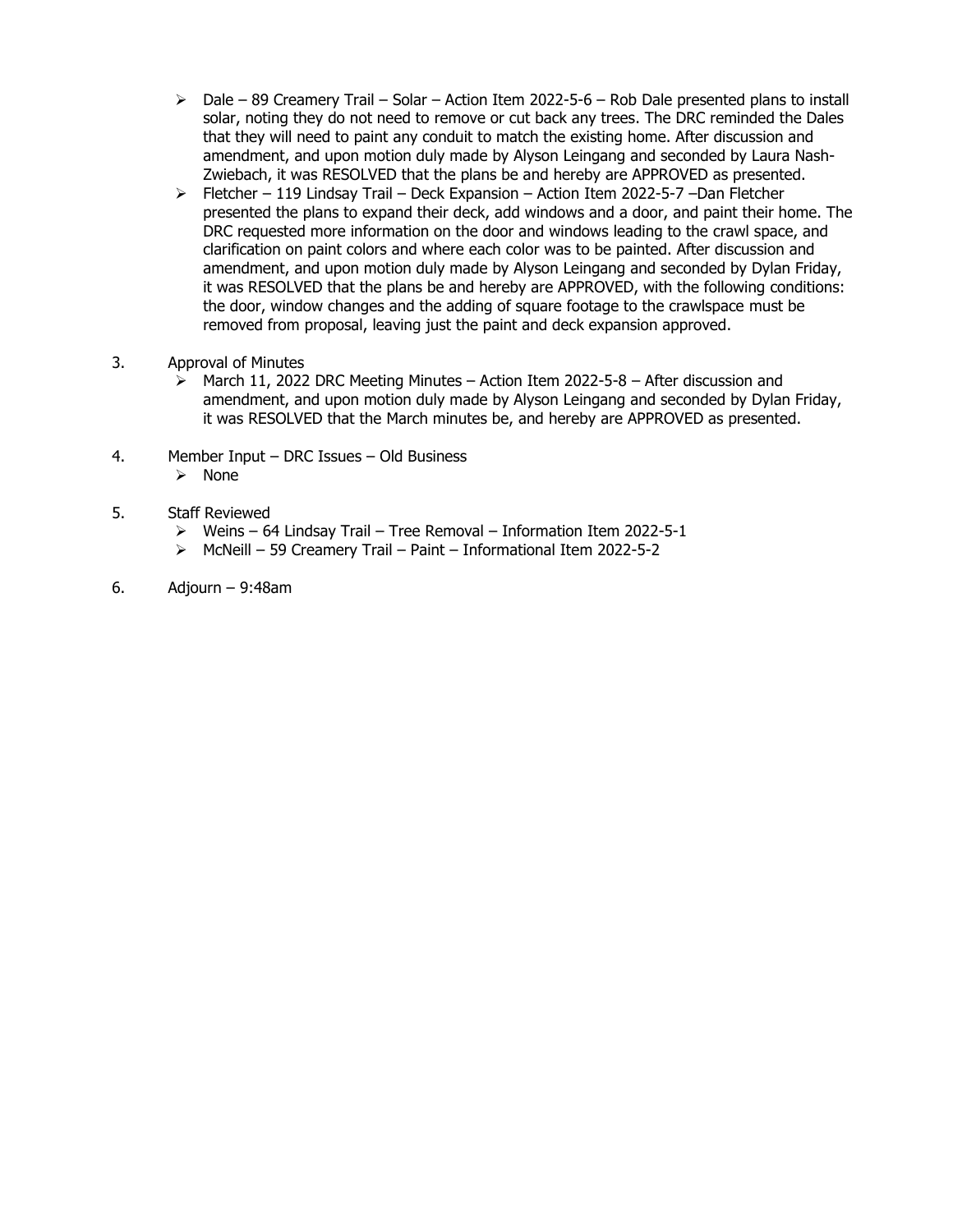- Dale – 89 Creamery Trail – Solar – Action Item 2022-5-6 – Rob Dale presented plans to install solar, noting they do not need to remove or cut back any trees. The DRC reminded the Dales that they will need to paint any conduit to match the existing home. After discussion and amendment, and upon motion duly made by Alyson Leingang and seconded by Laura Nash-Zwiebach, it was RESOLVED that the plans be and hereby are APPROVED as presented.
- Fletcher – 119 Lindsay Trail – Deck Expansion – Action Item 2022-5-7 –Dan Fletcher presented the plans to expand their deck, add windows and a door, and paint their home. The DRC requested more information on the door and windows leading to the crawl space, and clarification on paint colors and where each color was to be painted. After discussion and amendment, and upon motion duly made by Alyson Leingang and seconded by Dylan Friday, it was RESOLVED that the plans be and hereby are APPROVED, with the following conditions: the door, window changes and the adding of square footage to the crawlspace must be removed from proposal, leaving just the paint and deck expansion approved.

3. Approval of Minutes
   - March 11, 2022 DRC Meeting Minutes – Action Item 2022-5-8 – After discussion and amendment, and upon motion duly made by Alyson Leingang and seconded by Dylan Friday, it was RESOLVED that the March minutes be, and hereby are APPROVED as presented.

4. Member Input – DRC Issues – Old Business
   - None

5. Staff Reviewed
   - Weins – 64 Lindsay Trail – Tree Removal – Information Item 2022-5-1
   - McNeill – 59 Creamery Trail – Paint – Informational Item 2022-5-2

6. Adjourn – 9:48am